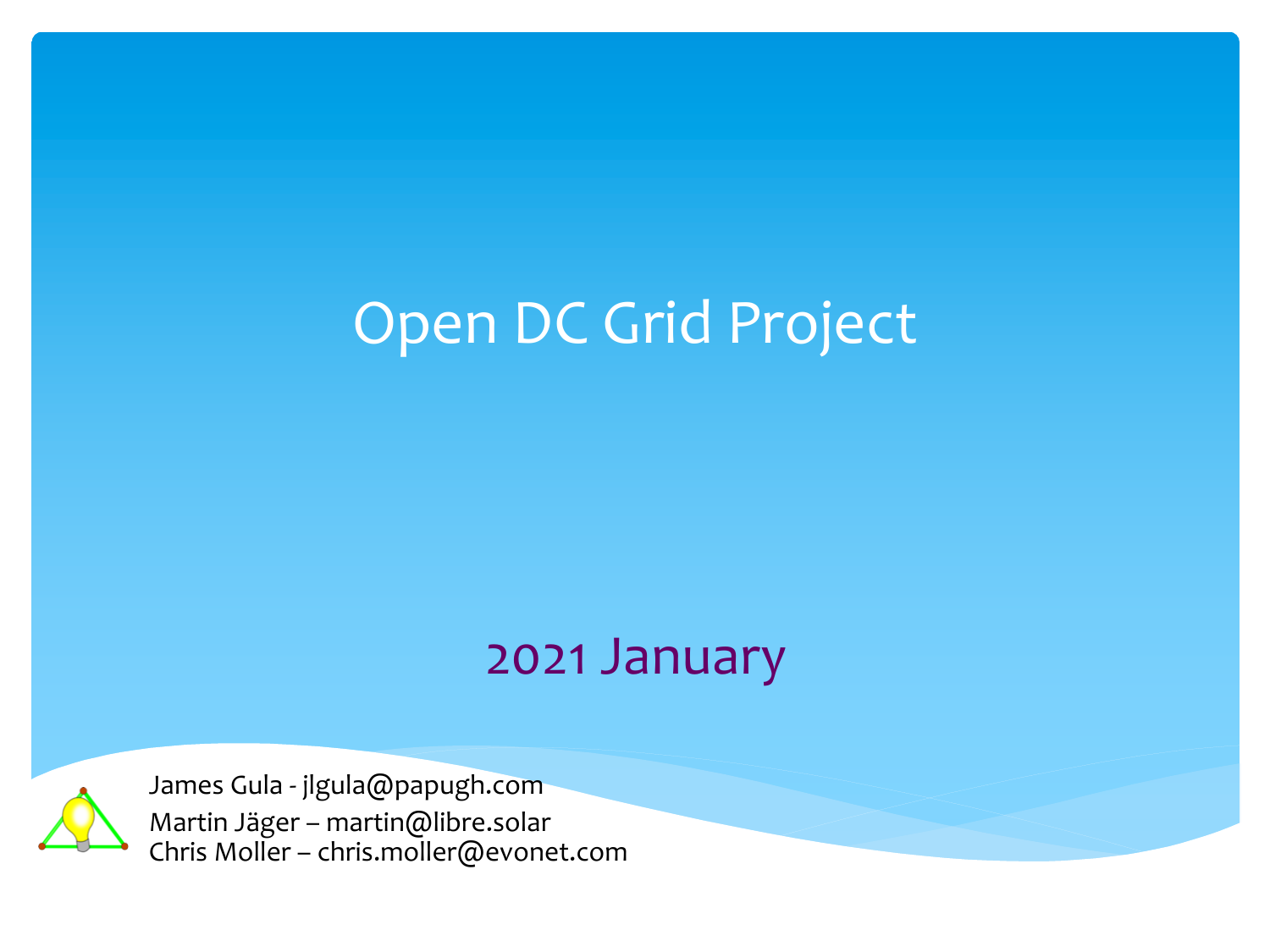# Open DC Grid Project

2021 January

James Gula - jlgula@papugh.com
Martin Jäger – martin@libre.solar
Chris Moller – chris.moller@evonet.com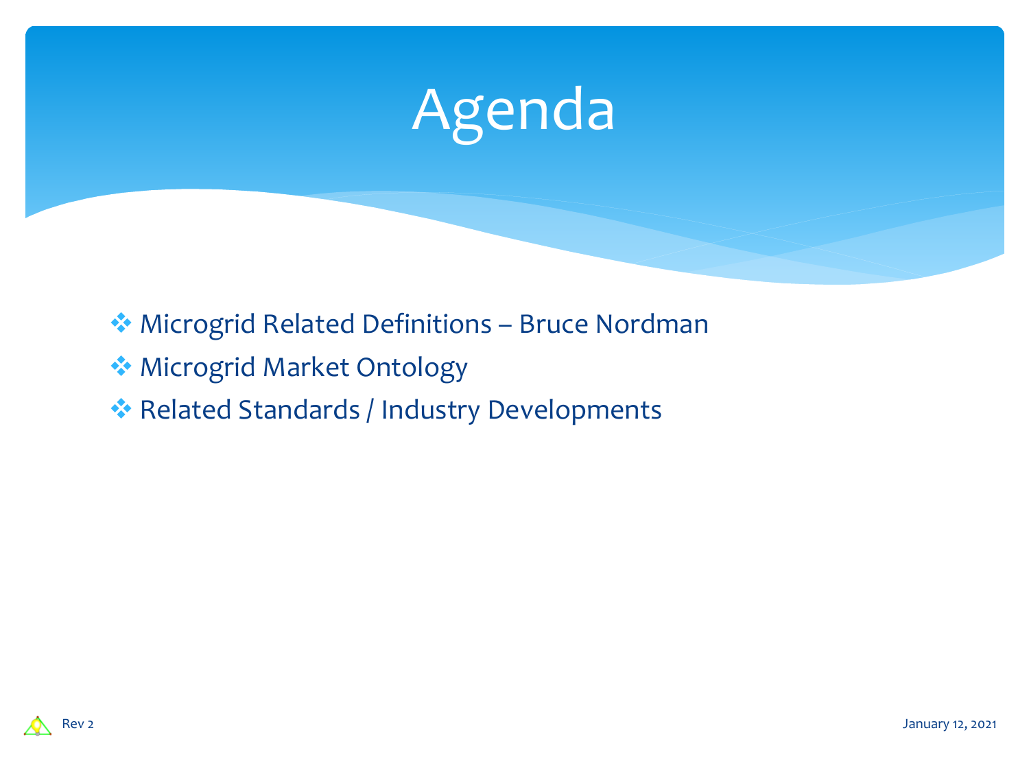# Agenda

- Microgrid Related Definitions – Bruce Nordman
- Microgrid Market Ontology
- Related Standards / Industry Developments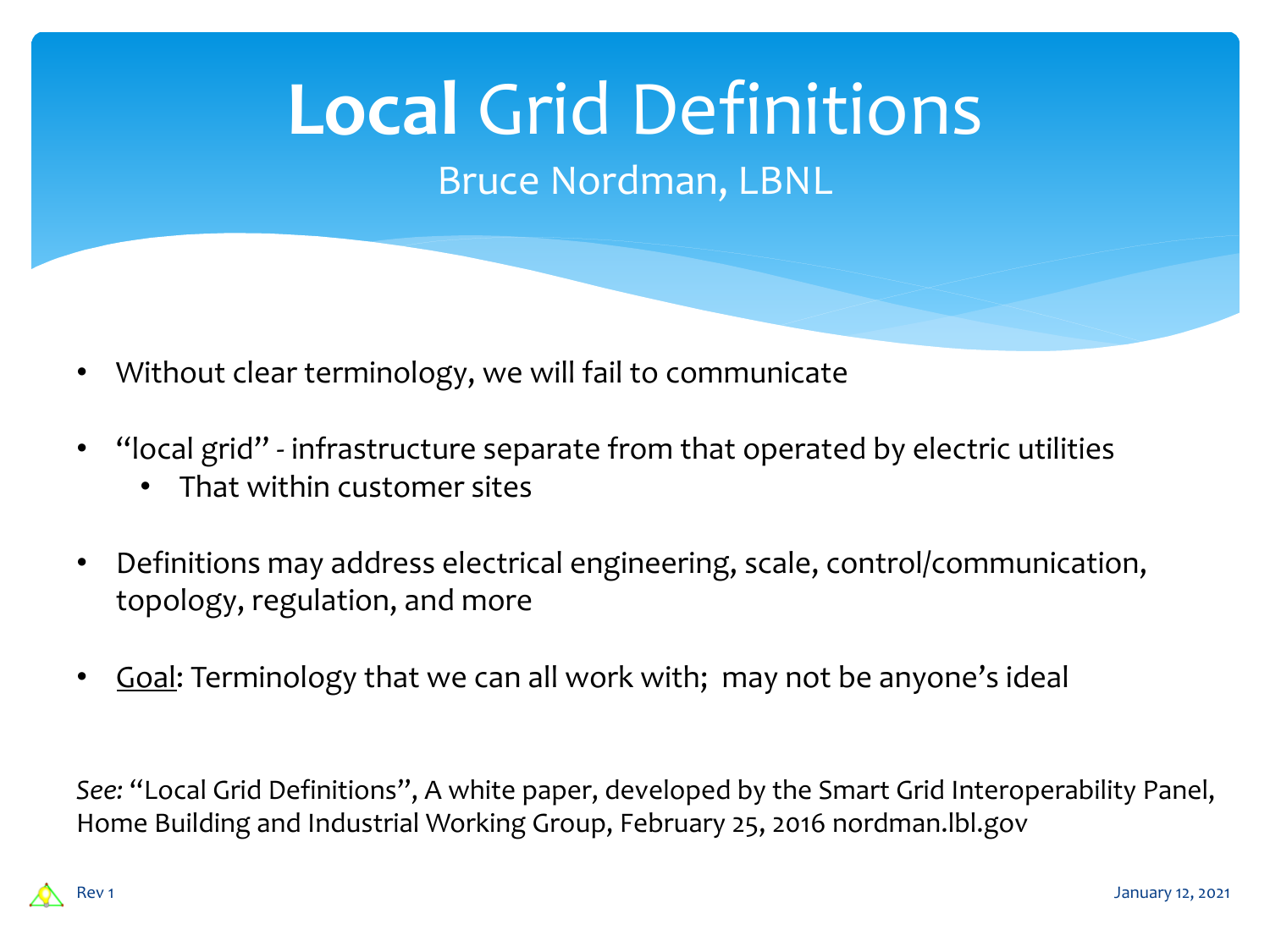# **Local** Grid Definitions

Bruce Nordman, LBNL

- Without clear terminology, we will fail to communicate
- "local grid" - infrastructure separate from that operated by electric utilities
  - That within customer sites
- Definitions may address electrical engineering, scale, control/communication, topology, regulation, and more
- Goal: Terminology that we can all work with; may not be anyone's ideal

*See:* "Local Grid Definitions", A white paper, developed by the Smart Grid Interoperability Panel, Home Building and Industrial Working Group, February 25, 2016 nordman.lbl.gov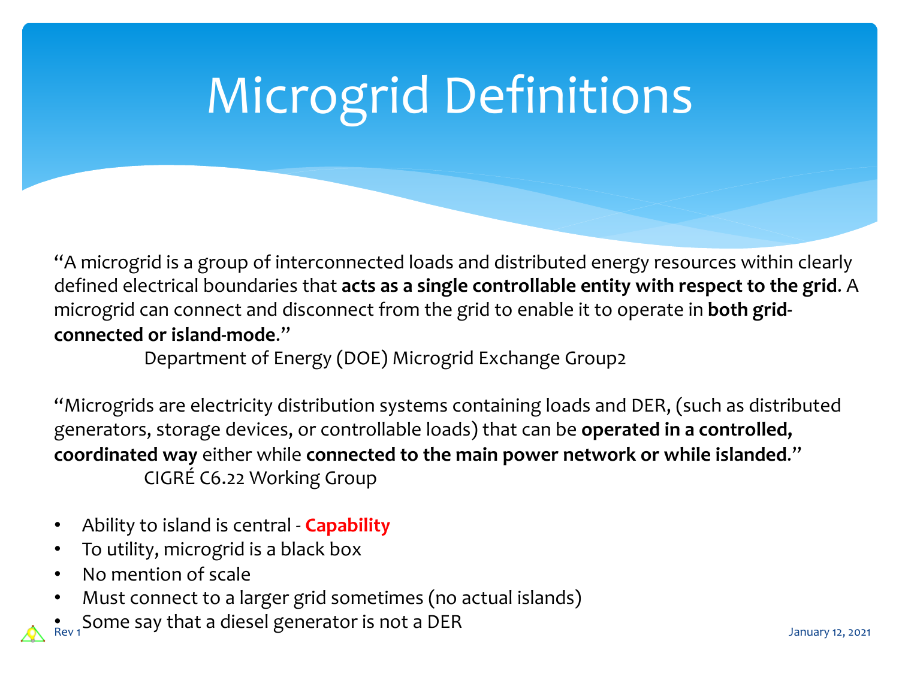# Microgrid Definitions

"A microgrid is a group of interconnected loads and distributed energy resources within clearly defined electrical boundaries that **acts as a single controllable entity with respect to the grid**. A microgrid can connect and disconnect from the grid to enable it to operate in **both grid-connected or island-mode**."

Department of Energy (DOE) Microgrid Exchange Group2

"Microgrids are electricity distribution systems containing loads and DER, (such as distributed generators, storage devices, or controllable loads) that can be **operated in a controlled, coordinated way** either while **connected to the main power network or while islanded**."

CIGRÉ C6.22 Working Group

- Ability to island is central - **Capability**
- To utility, microgrid is a black box
- No mention of scale
- Must connect to a larger grid sometimes (no actual islands)
- Some say that a diesel generator is not a DER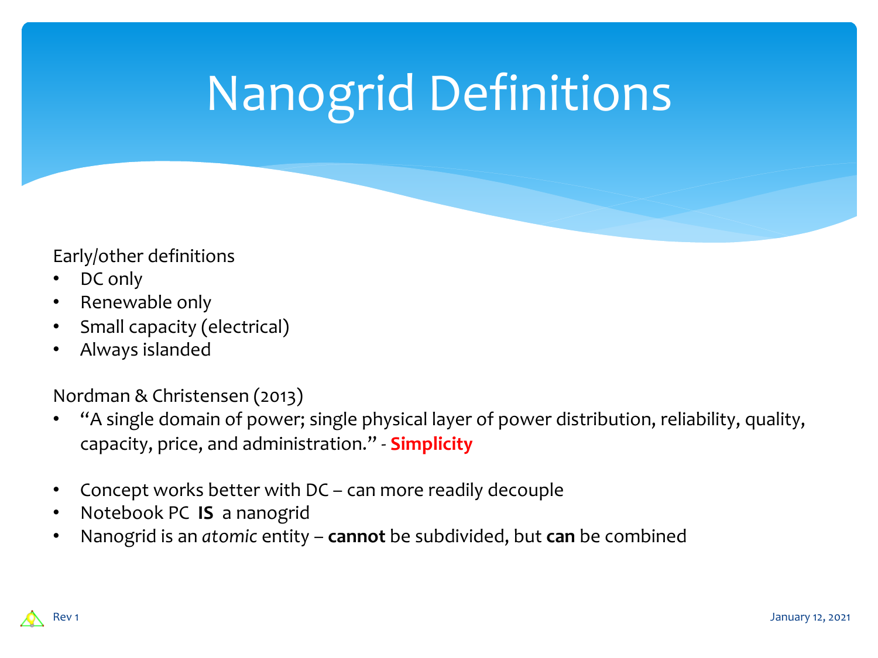# Nanogrid Definitions

Early/other definitions

- DC only
- Renewable only
- Small capacity (electrical)
- Always islanded

Nordman & Christensen (2013)

- "A single domain of power; single physical layer of power distribution, reliability, quality, capacity, price, and administration." - **Simplicity**

- Concept works better with DC – can more readily decouple
- Notebook PC **IS** a nanogrid
- Nanogrid is an *atomic* entity – **cannot** be subdivided, but **can** be combined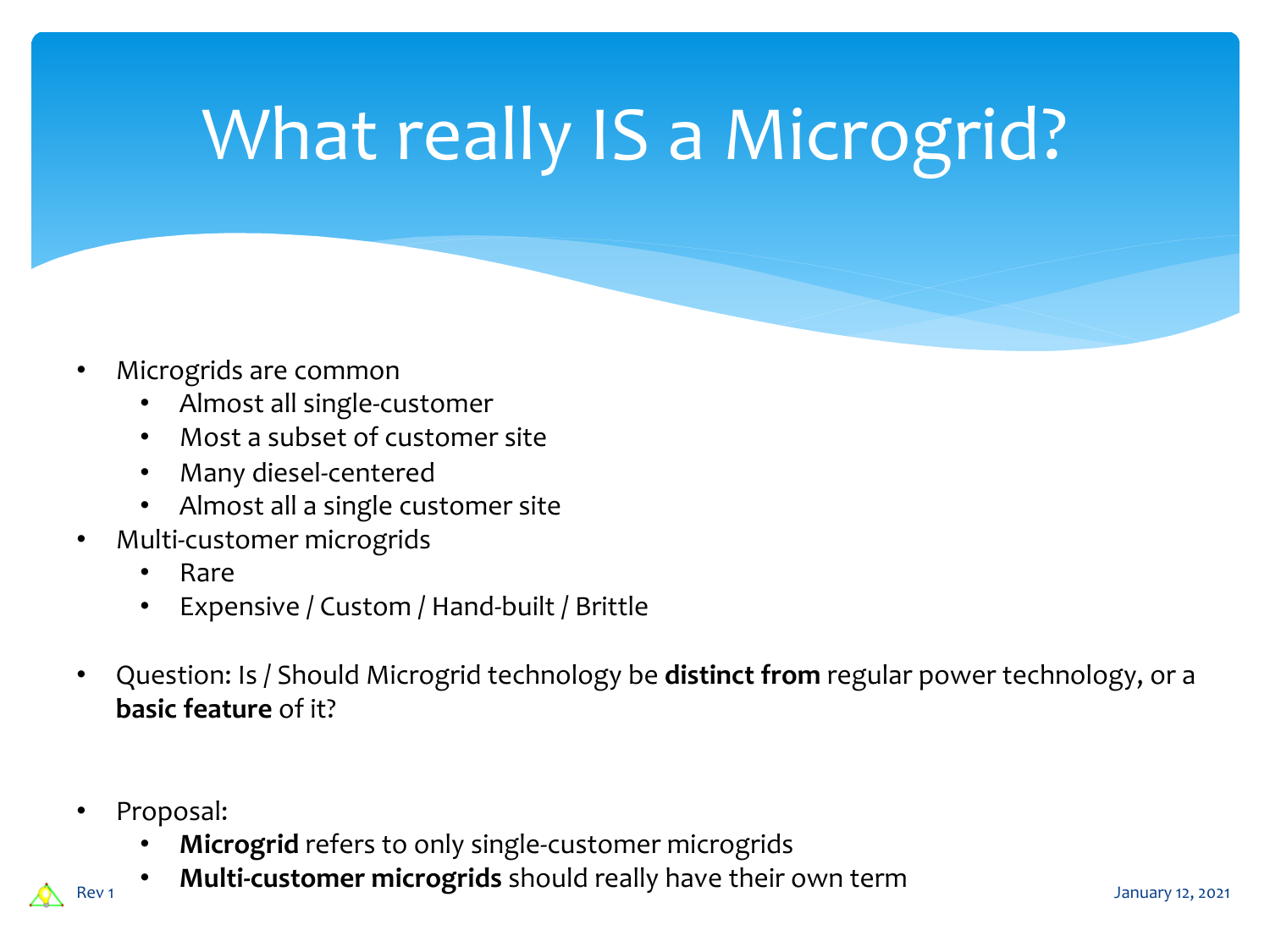# What really IS a Microgrid?

- Microgrids are common
  - Almost all single-customer
  - Most a subset of customer site
  - Many diesel-centered
  - Almost all a single customer site
- Multi-customer microgrids
  - Rare
  - Expensive / Custom / Hand-built / Brittle
- Question: Is / Should Microgrid technology be **distinct from** regular power technology, or a **basic feature** of it?
- Proposal:
  - **Microgrid** refers to only single-customer microgrids
  - **Multi-customer microgrids** should really have their own term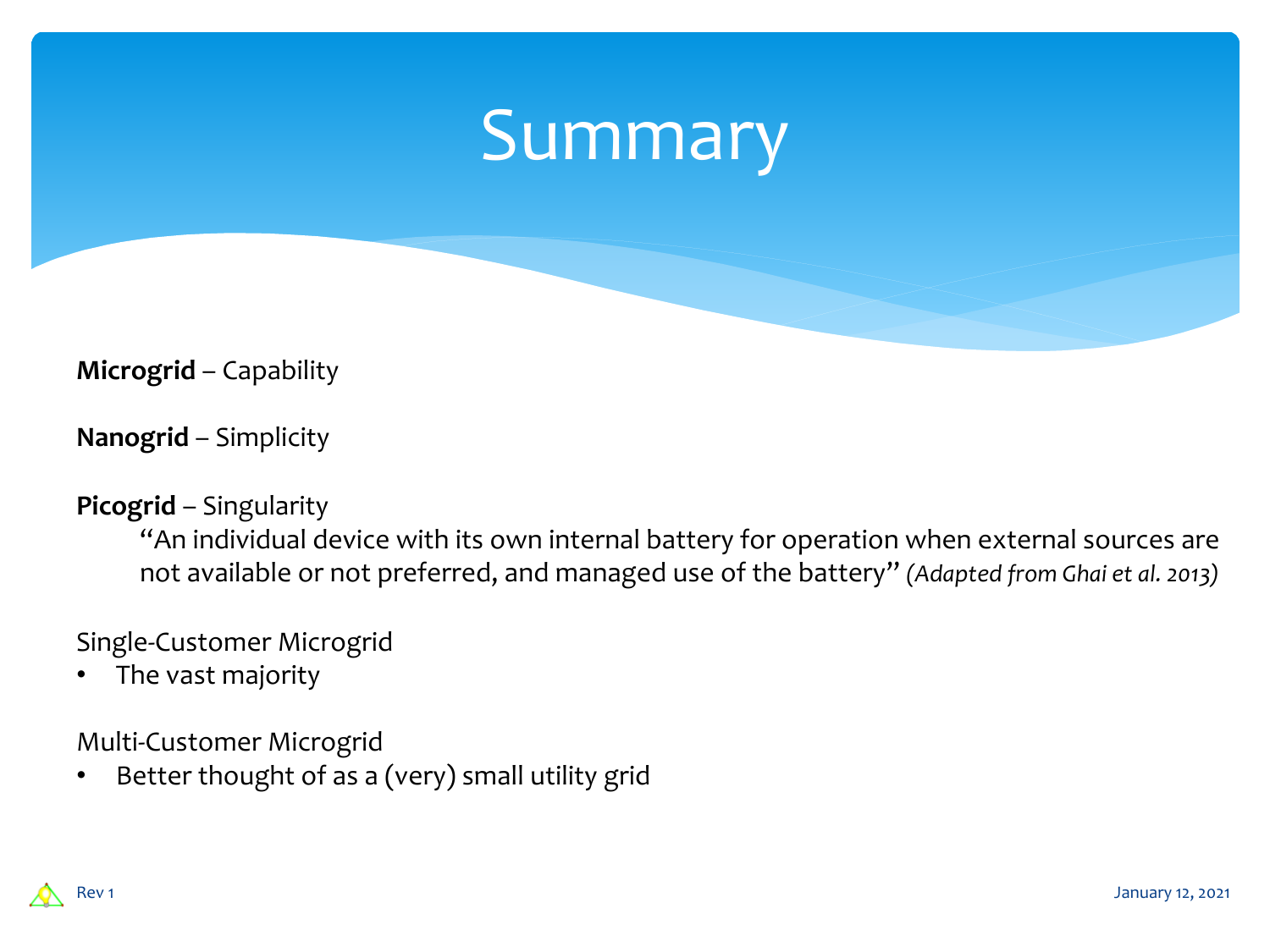# Summary

**Microgrid** – Capability

**Nanogrid** – Simplicity

**Picogrid** – Singularity

> "An individual device with its own internal battery for operation when external sources are not available or not preferred, and managed use of the battery" *(Adapted from Ghai et al. 2013)*

Single-Customer Microgrid

- The vast majority

Multi-Customer Microgrid

- Better thought of as a (very) small utility grid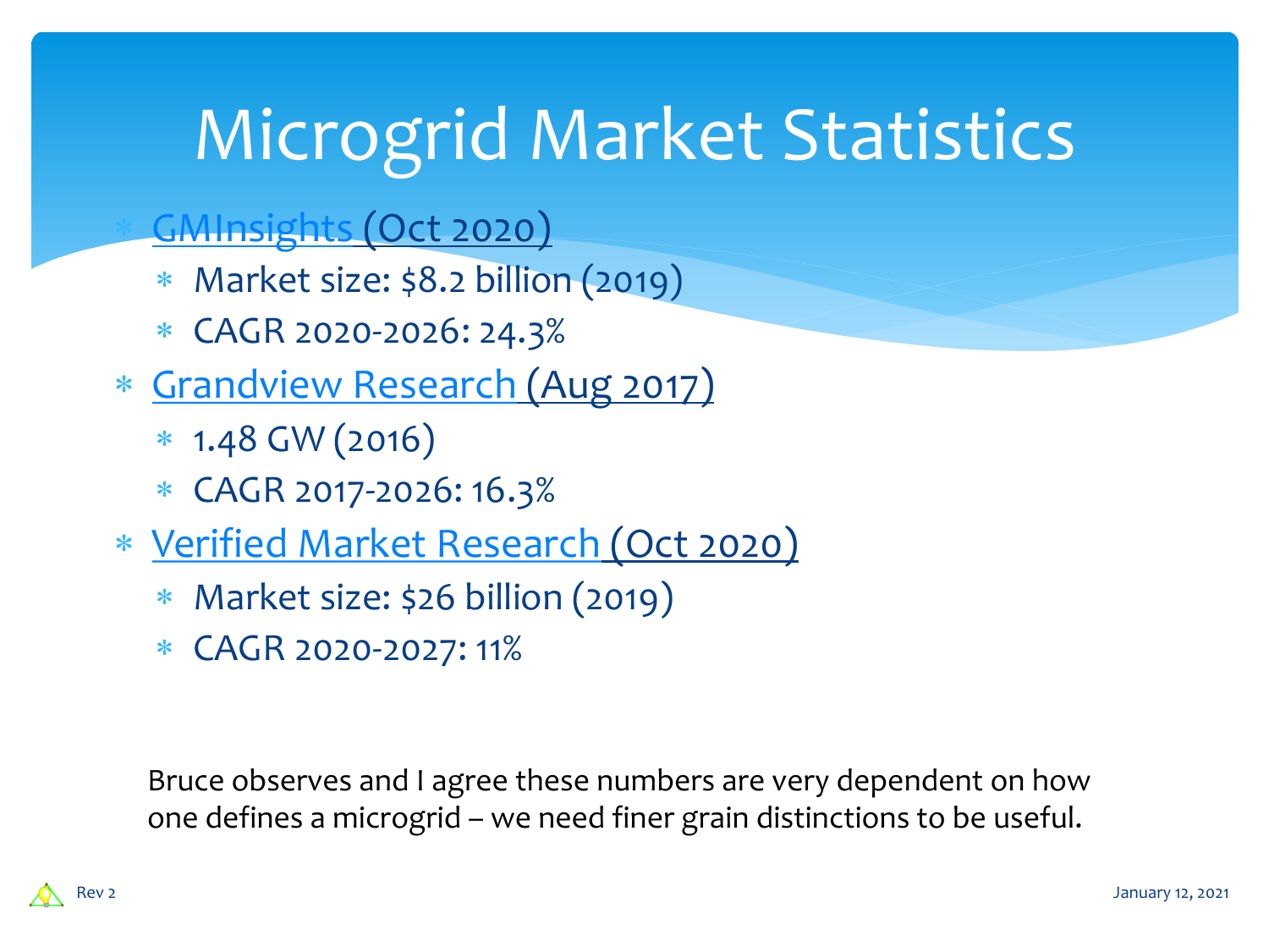# Microgrid Market Statistics

- GMInsights (Oct 2020)
  - Market size: $8.2 billion (2019)
  - CAGR 2020-2026: 24.3%
- Grandview Research (Aug 2017)
  - 1.48 GW (2016)
  - CAGR 2017-2026: 16.3%
- Verified Market Research (Oct 2020)
  - Market size: $26 billion (2019)
  - CAGR 2020-2027: 11%

Bruce observes and I agree these numbers are very dependent on how one defines a microgrid – we need finer grain distinctions to be useful.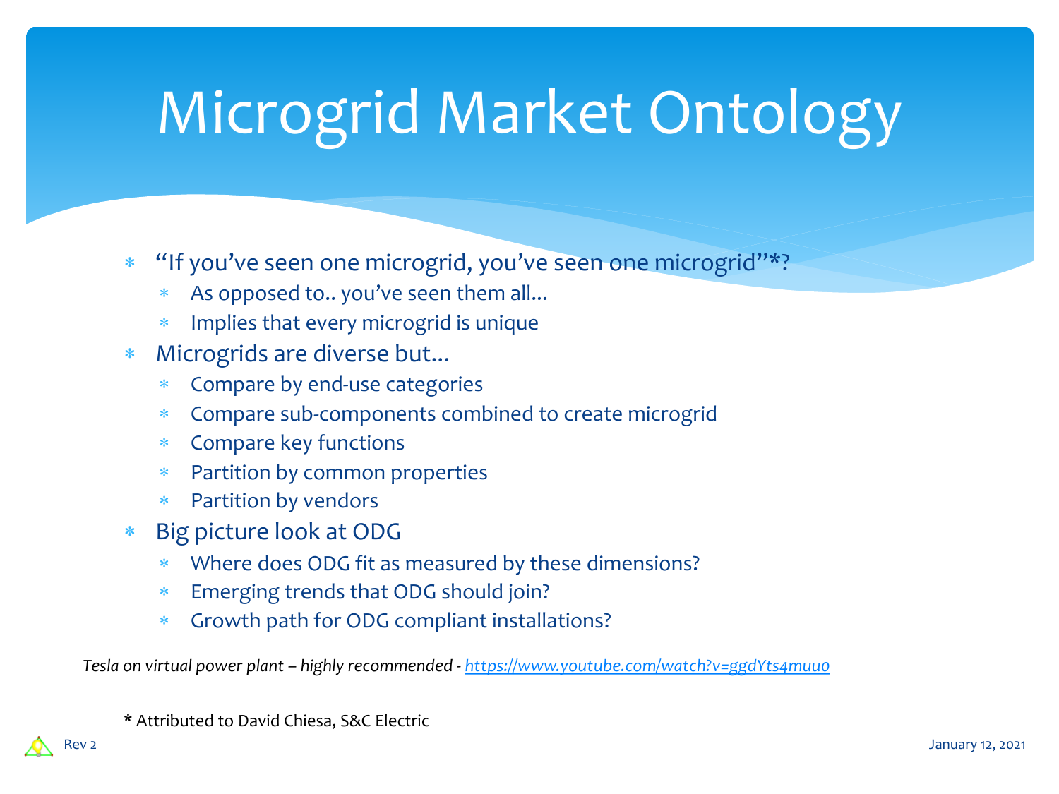# Microgrid Market Ontology

- "If you've seen one microgrid, you've seen one microgrid"*?
  - As opposed to.. you've seen them all...
  - Implies that every microgrid is unique
- Microgrids are diverse but...
  - Compare by end-use categories
  - Compare sub-components combined to create microgrid
  - Compare key functions
  - Partition by common properties
  - Partition by vendors
- Big picture look at ODG
  - Where does ODG fit as measured by these dimensions?
  - Emerging trends that ODG should join?
  - Growth path for ODG compliant installations?

*Tesla on virtual power plant – highly recommended -* [https://www.youtube.com/watch?v=ggdYts4muu0](https://www.youtube.com/watch?v=ggdYts4muu0)

**\*** Attributed to David Chiesa, S&C Electric

Rev 2

January 12, 2021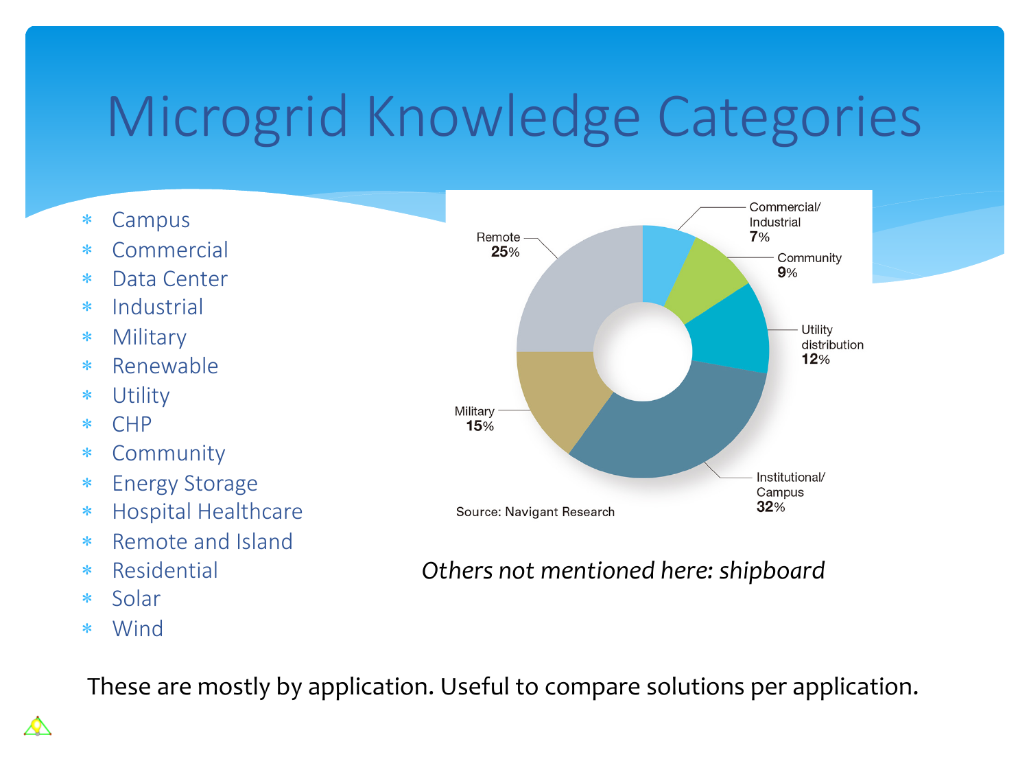# Microgrid Knowledge Categories

- Campus
- Commercial
- Data Center
- Industrial
- Military
- Renewable
- Utility
- CHP
- Community
- Energy Storage
- Hospital Healthcare
- Remote and Island
- Residential
- Solar
- Wind

Remote 25%, Commercial/ Industrial 7%, Community 9%, Utility distribution 12%, Institutional/ Campus 32%, Military 15%

Source: Navigant Research

*Others not mentioned here: shipboard*

These are mostly by application. Useful to compare solutions per application.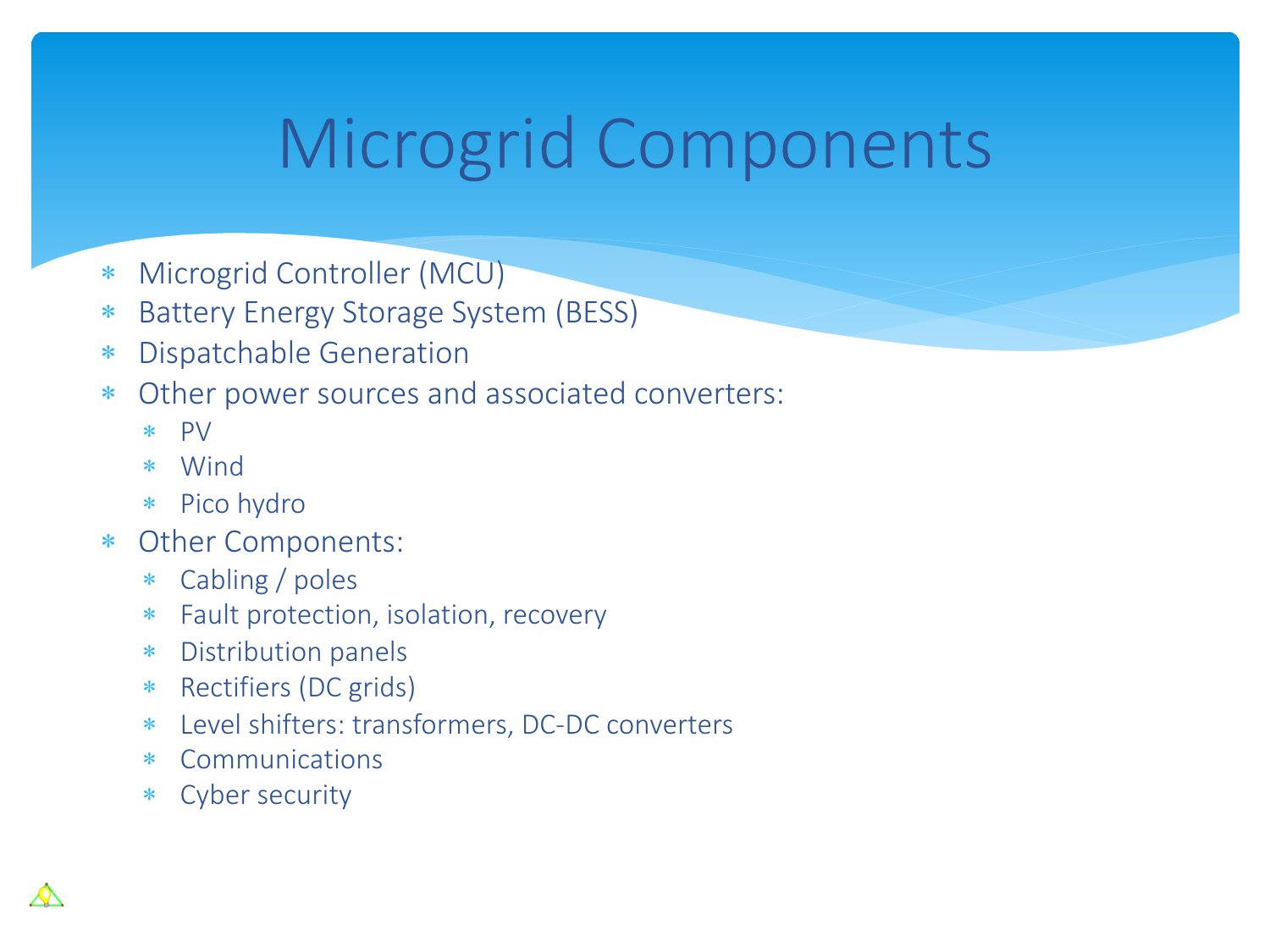# Microgrid Components

- Microgrid Controller (MCU)
- Battery Energy Storage System (BESS)
- Dispatchable Generation
- Other power sources and associated converters:
  - PV
  - Wind
  - Pico hydro
- Other Components:
  - Cabling / poles
  - Fault protection, isolation, recovery
  - Distribution panels
  - Rectifiers (DC grids)
  - Level shifters: transformers, DC-DC converters
  - Communications
  - Cyber security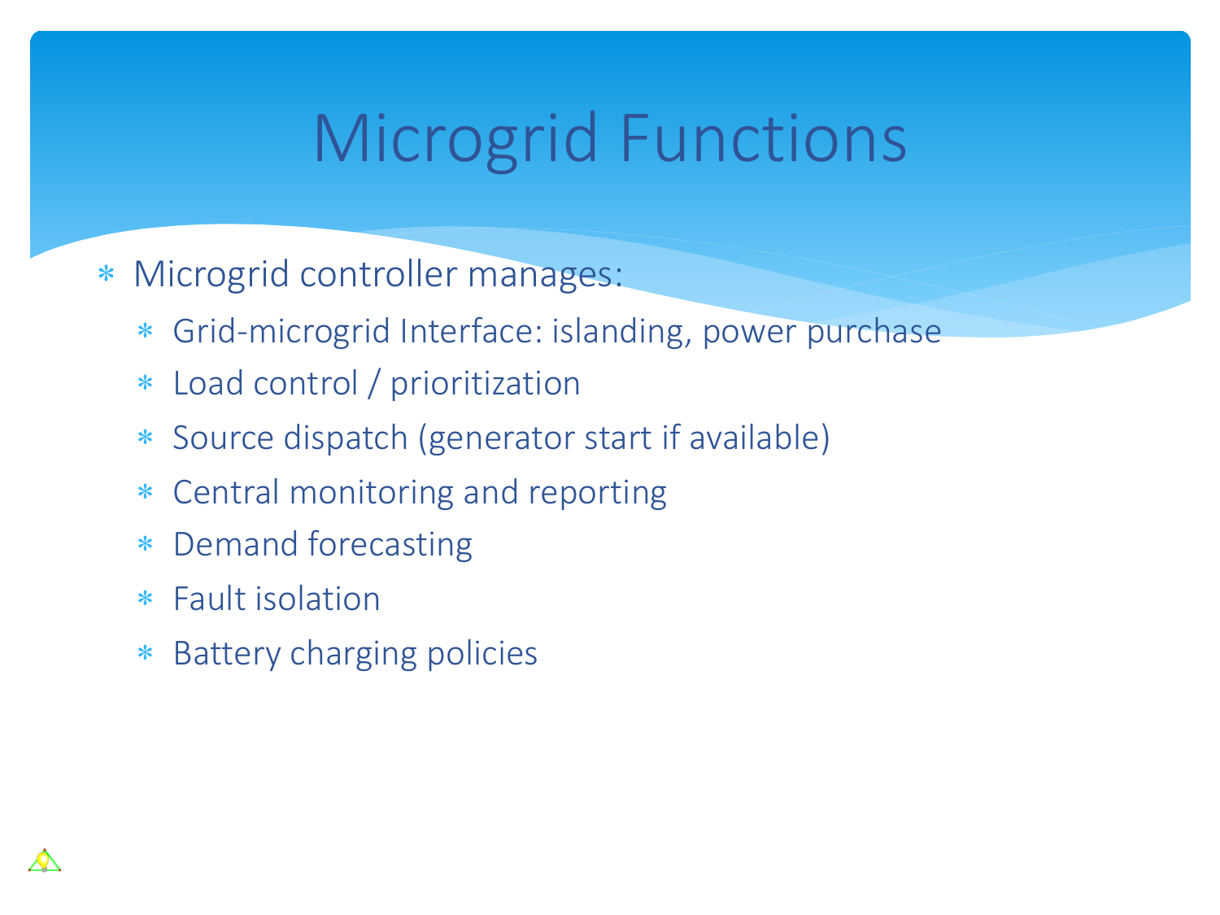# Microgrid Functions

- Microgrid controller manages:
  - Grid-microgrid Interface: islanding, power purchase
  - Load control / prioritization
  - Source dispatch (generator start if available)
  - Central monitoring and reporting
  - Demand forecasting
  - Fault isolation
  - Battery charging policies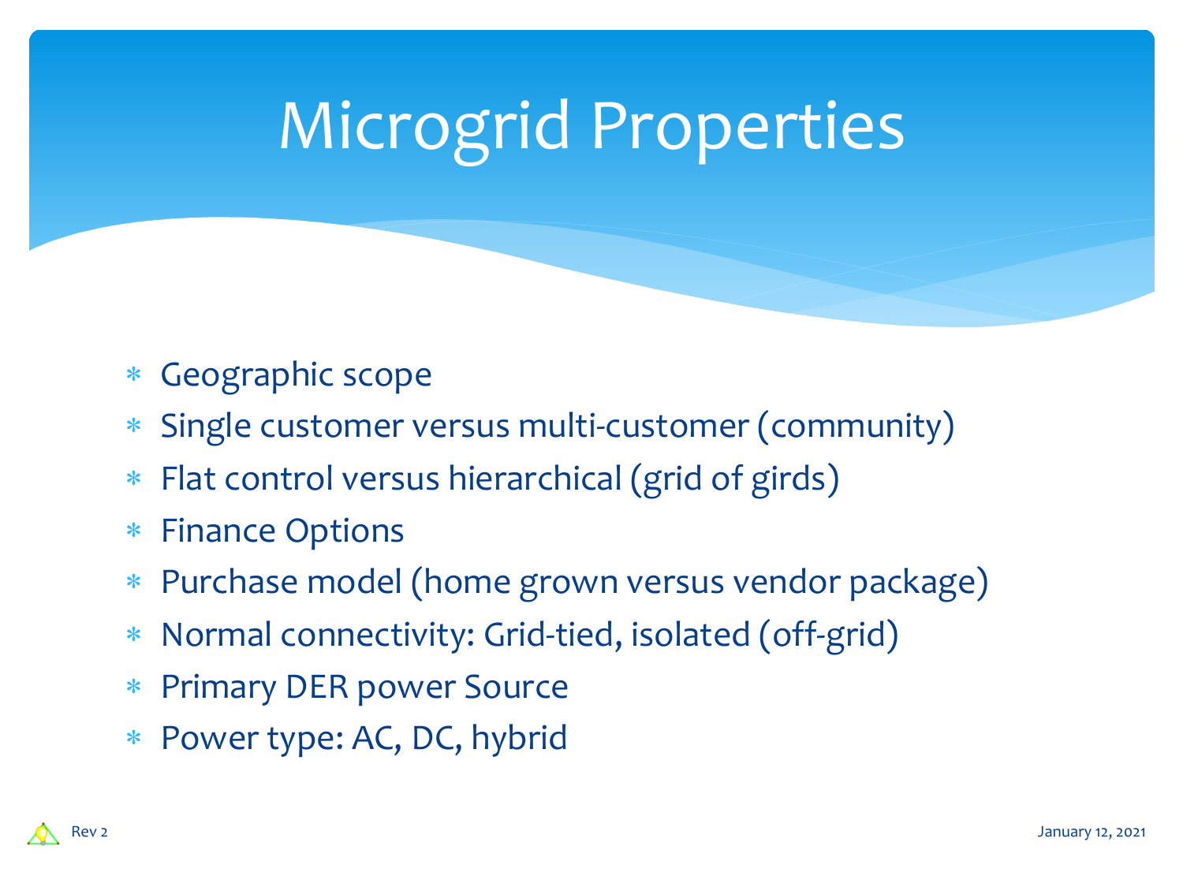# Microgrid Properties

* Geographic scope
* Single customer versus multi-customer (community)
* Flat control versus hierarchical (grid of girds)
* Finance Options
* Purchase model (home grown versus vendor package)
* Normal connectivity: Grid-tied, isolated (off-grid)
* Primary DER power Source
* Power type: AC, DC, hybrid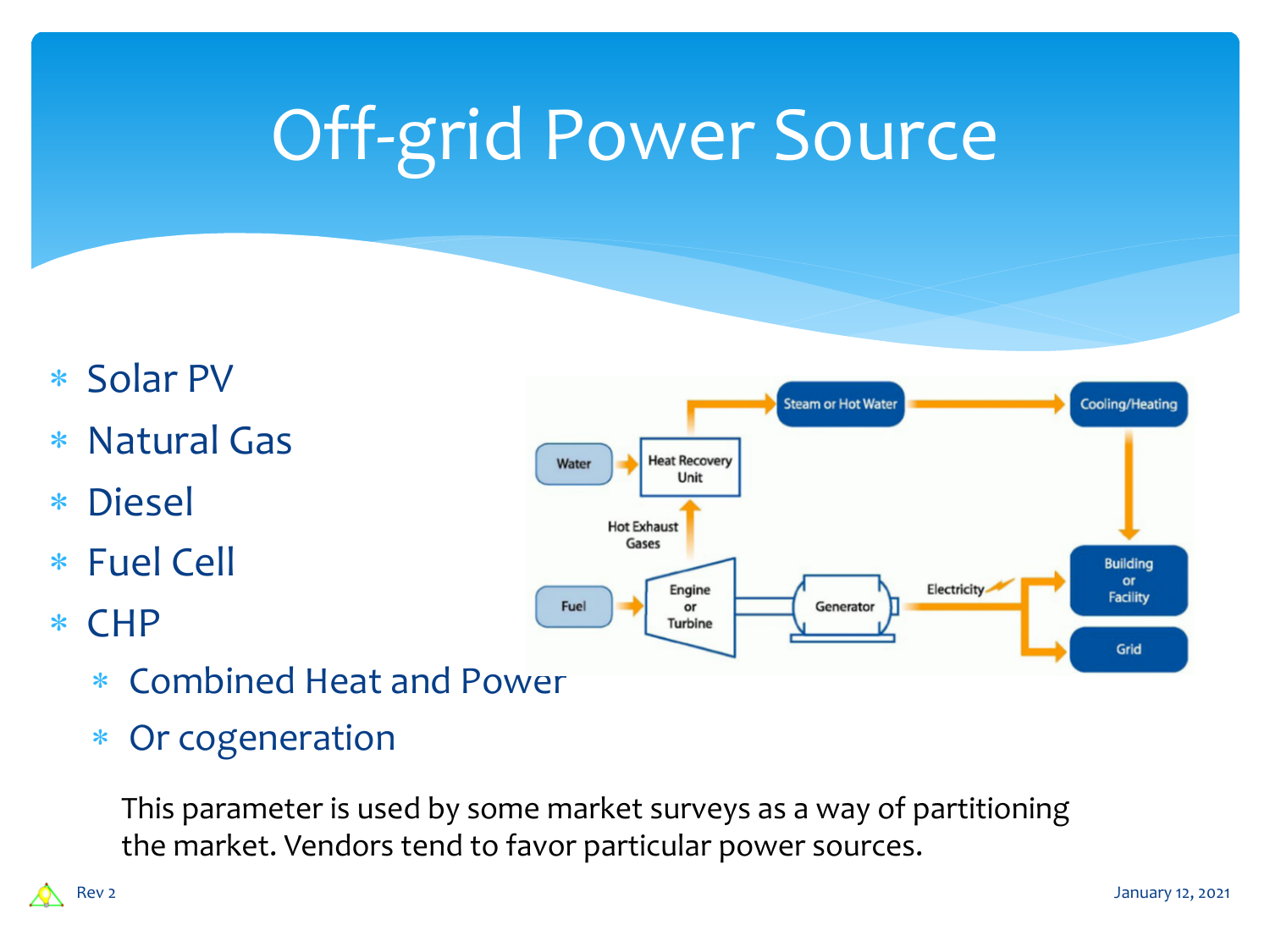# Off-grid Power Source

- Solar PV
- Natural Gas
- Diesel
- Fuel Cell
- CHP
  - Combined Heat and Power
  - Or cogeneration

This parameter is used by some market surveys as a way of partitioning the market. Vendors tend to favor particular power sources.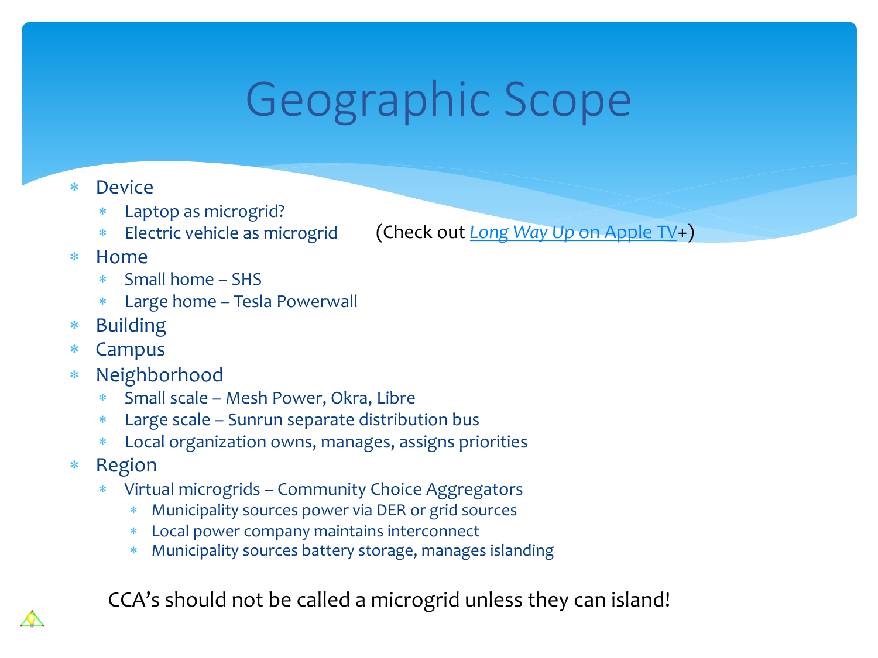# Geographic Scope

- Device
  - Laptop as microgrid?
  - Electric vehicle as microgrid (Check out [*Long Way Up* on Apple TV]+)
- Home
  - Small home – SHS
  - Large home – Tesla Powerwall
- Building
- Campus
- Neighborhood
  - Small scale – Mesh Power, Okra, Libre
  - Large scale – Sunrun separate distribution bus
  - Local organization owns, manages, assigns priorities
- Region
  - Virtual microgrids – Community Choice Aggregators
    - Municipality sources power via DER or grid sources
    - Local power company maintains interconnect
    - Municipality sources battery storage, manages islanding

CCA's should not be called a microgrid unless they can island!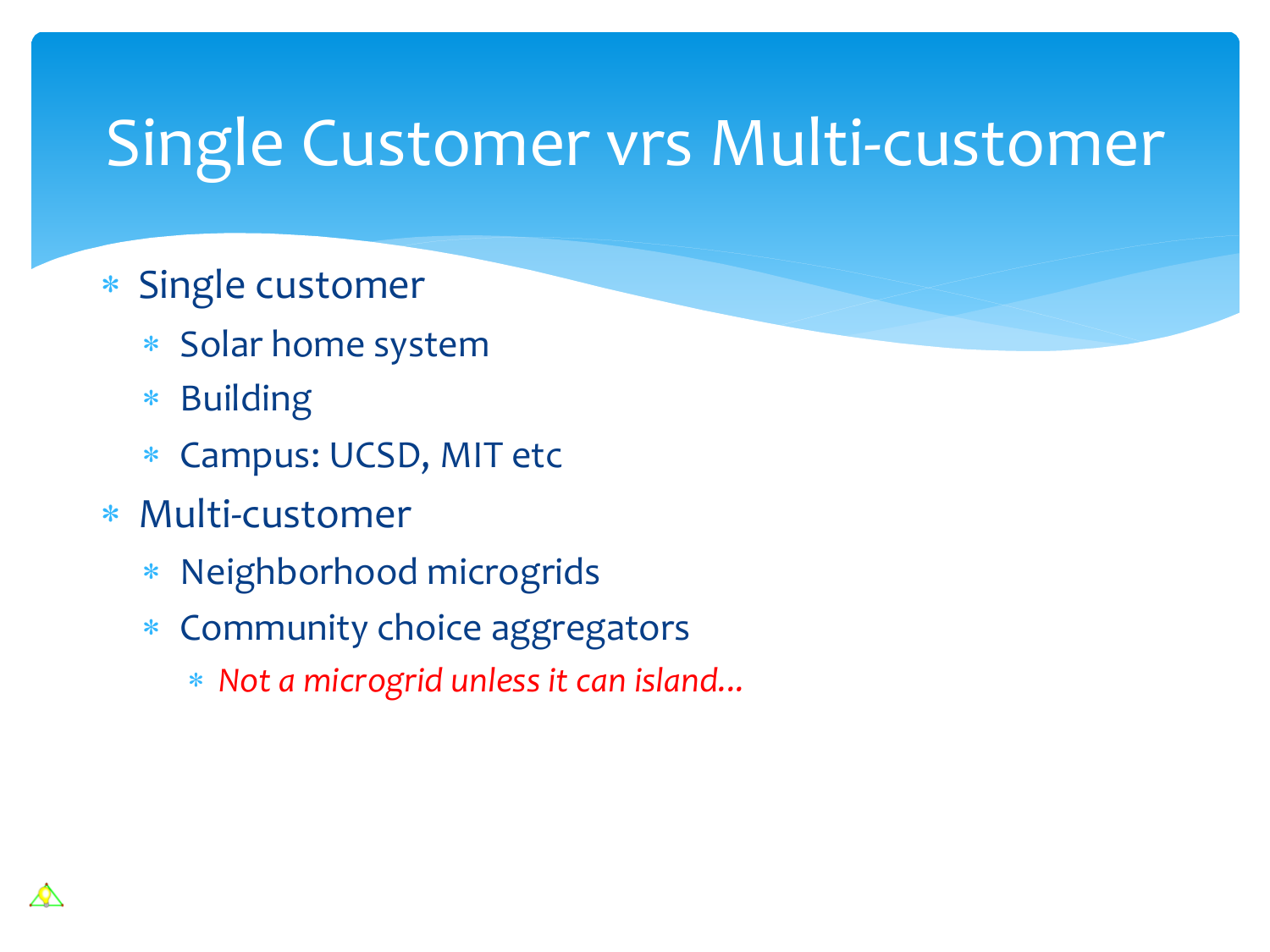# Single Customer vrs Multi-customer

- Single customer
  - Solar home system
  - Building
  - Campus: UCSD, MIT etc
- Multi-customer
  - Neighborhood microgrids
  - Community choice aggregators
    - *Not a microgrid unless it can island…*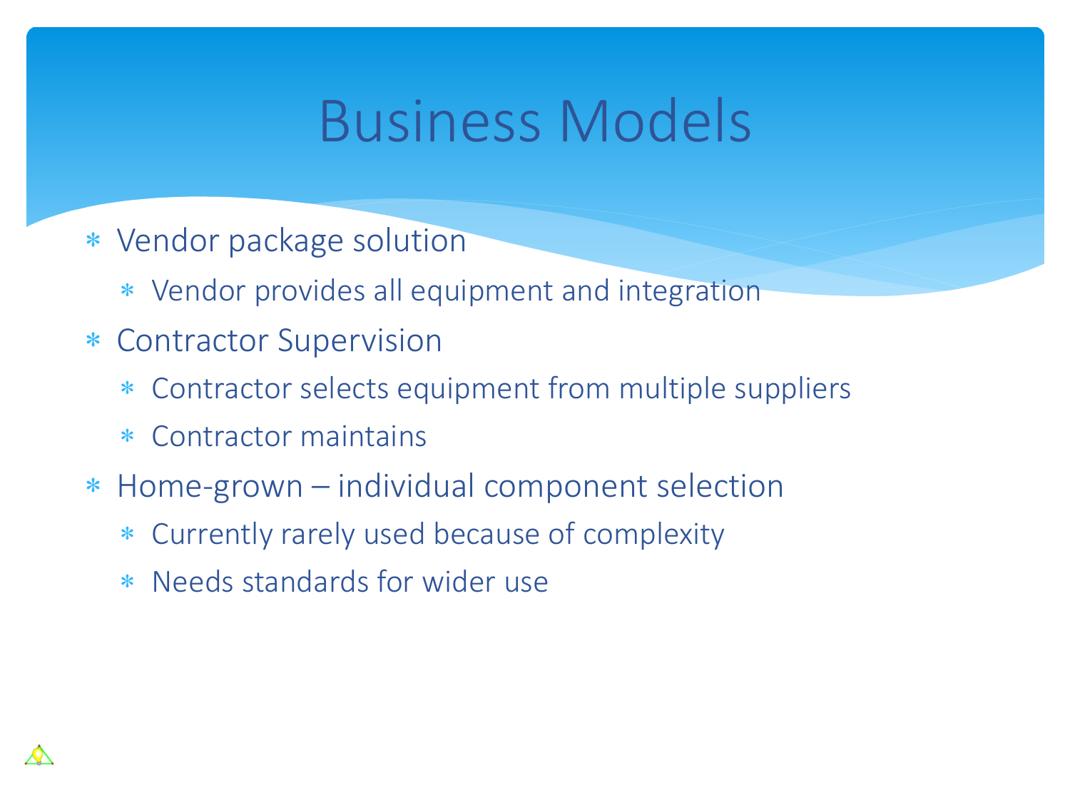# Business Models

- Vendor package solution
  - Vendor provides all equipment and integration
- Contractor Supervision
  - Contractor selects equipment from multiple suppliers
  - Contractor maintains
- Home-grown – individual component selection
  - Currently rarely used because of complexity
  - Needs standards for wider use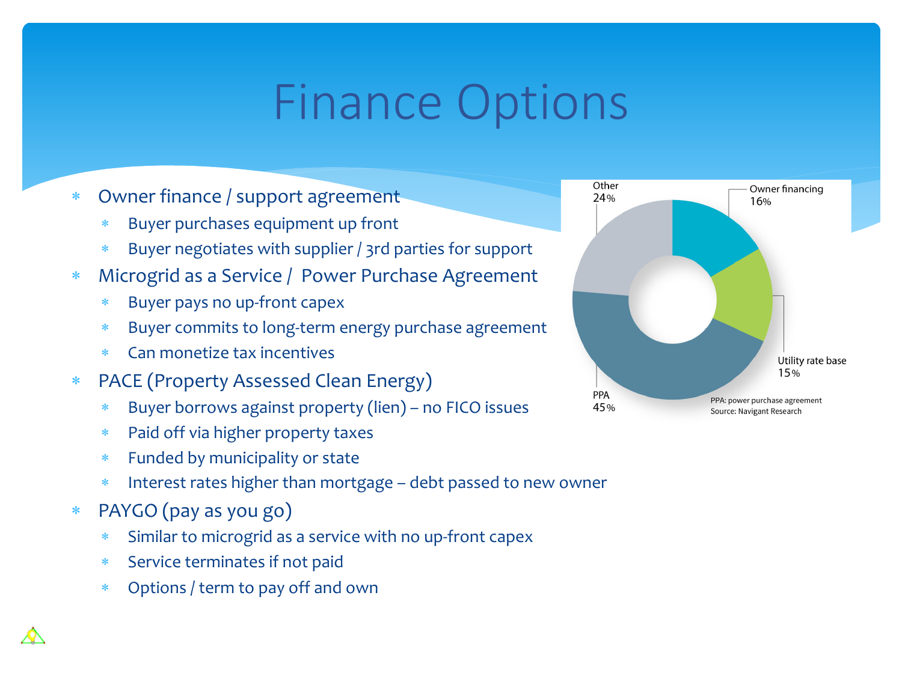# Finance Options

- Owner finance / support agreement
  - Buyer purchases equipment up front
  - Buyer negotiates with supplier / 3rd parties for support
- Microgrid as a Service / Power Purchase Agreement
  - Buyer pays no up-front capex
  - Buyer commits to long-term energy purchase agreement
  - Can monetize tax incentives
- PACE (Property Assessed Clean Energy)
  - Buyer borrows against property (lien) – no FICO issues
  - Paid off via higher property taxes
  - Funded by municipality or state
  - Interest rates higher than mortgage – debt passed to new owner
- PAYGO (pay as you go)
  - Similar to microgrid as a service with no up-front capex
  - Service terminates if not paid
  - Options / term to pay off and own

| Category | Share |
|---|---|
| Owner financing | 16% |
| Utility rate base | 15% |
| PPA | 45% |
| Other | 24% |

PPA: power purchase agreement
Source: Navigant Research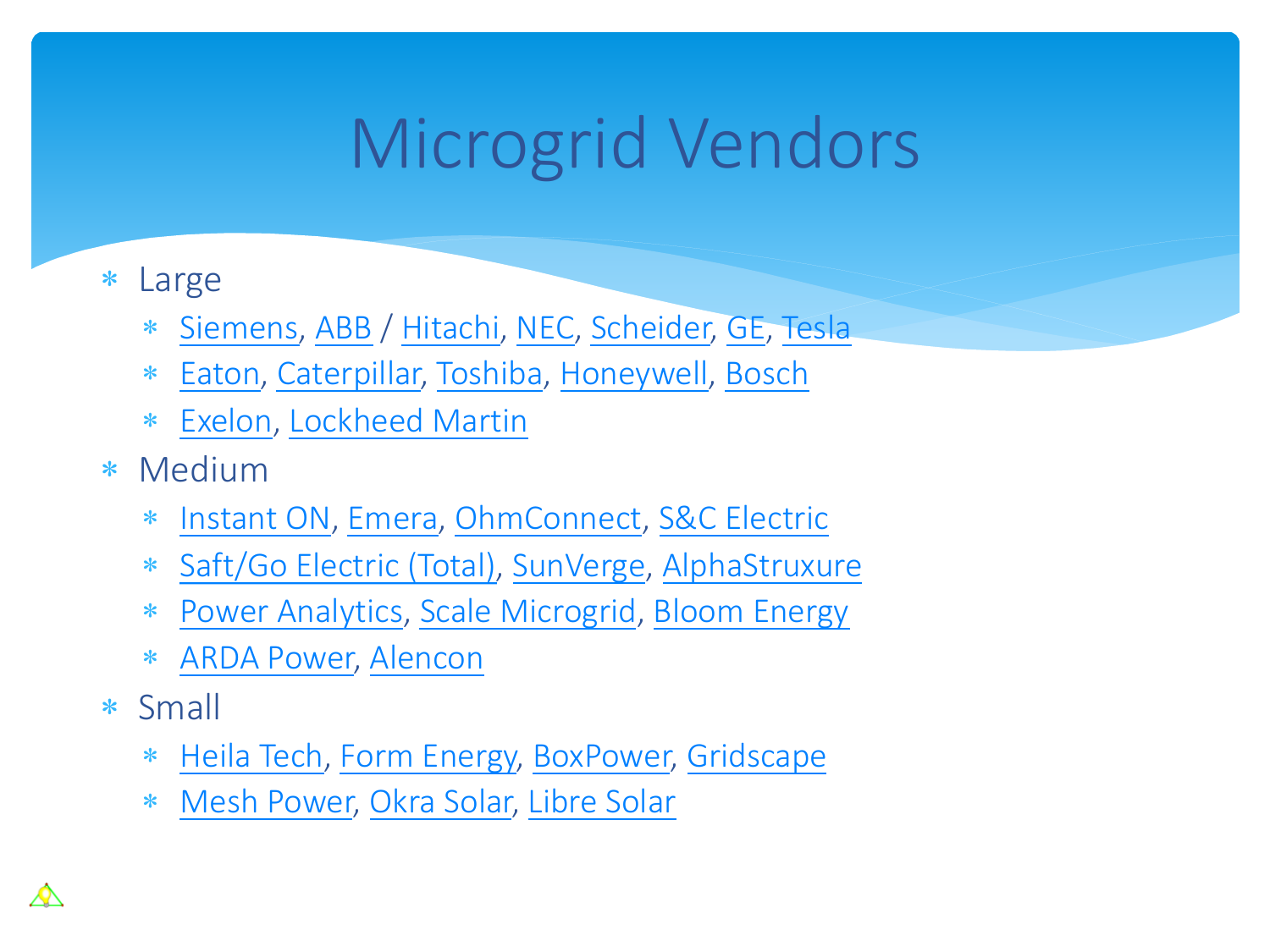# Microgrid Vendors

- Large
  - Siemens, ABB / Hitachi, NEC, Scheider, GE, Tesla
  - Eaton, Caterpillar, Toshiba, Honeywell, Bosch
  - Exelon, Lockheed Martin
- Medium
  - Instant ON, Emera, OhmConnect, S&C Electric
  - Saft/Go Electric (Total), SunVerge, AlphaStruxure
  - Power Analytics, Scale Microgrid, Bloom Energy
  - ARDA Power, Alencon
- Small
  - Heila Tech, Form Energy, BoxPower, Gridscape
  - Mesh Power, Okra Solar, Libre Solar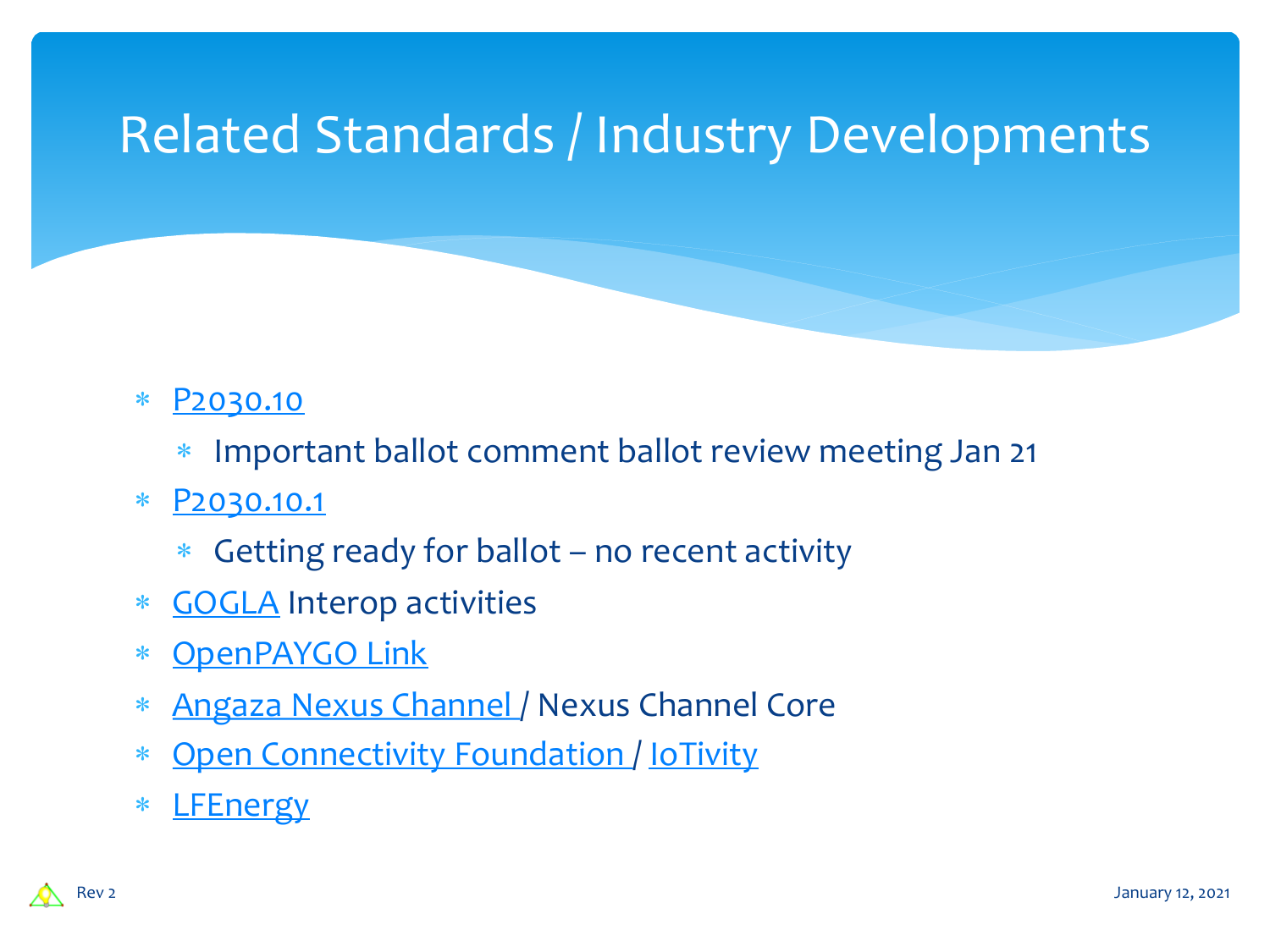# Related Standards / Industry Developments

- P2030.10
  - Important ballot comment ballot review meeting Jan 21
- P2030.10.1
  - Getting ready for ballot – no recent activity
- GOGLA Interop activities
- OpenPAYGO Link
- Angaza Nexus Channel / Nexus Channel Core
- Open Connectivity Foundation / IoTivity
- LFEnergy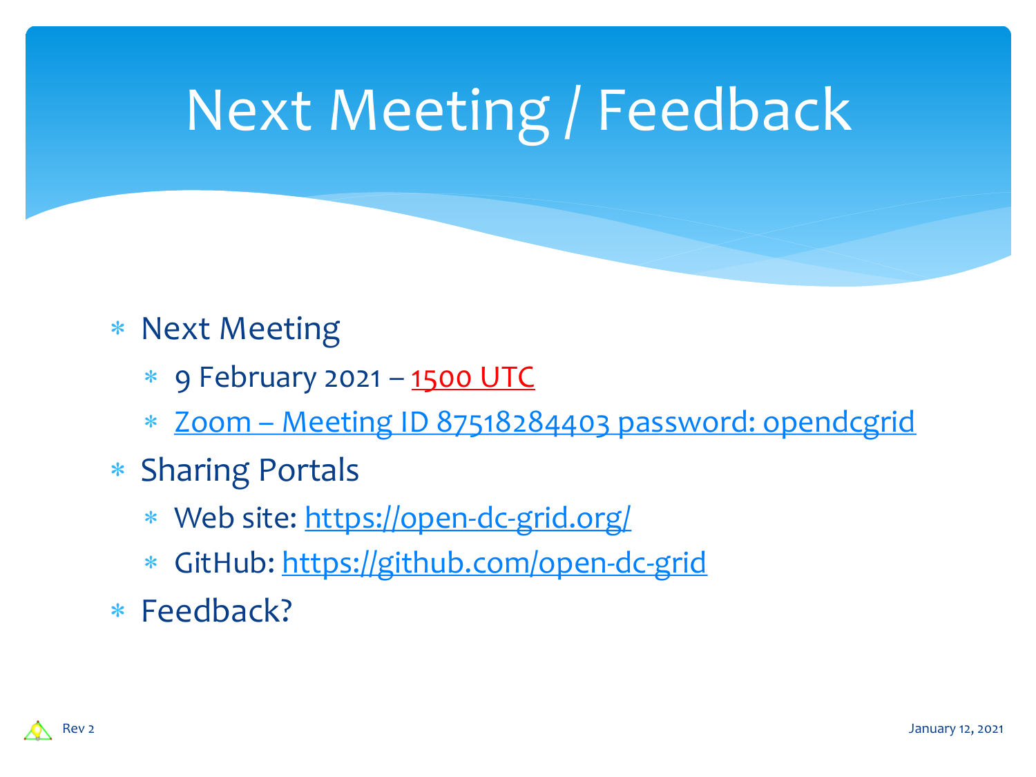# Next Meeting / Feedback

- Next Meeting
  - 9 February 2021 – 1500 UTC
  - Zoom – Meeting ID 87518284403 password: opendcgrid
- Sharing Portals
  - Web site: https://open-dc-grid.org/
  - GitHub: https://github.com/open-dc-grid
- Feedback?

Rev 2

January 12, 2021